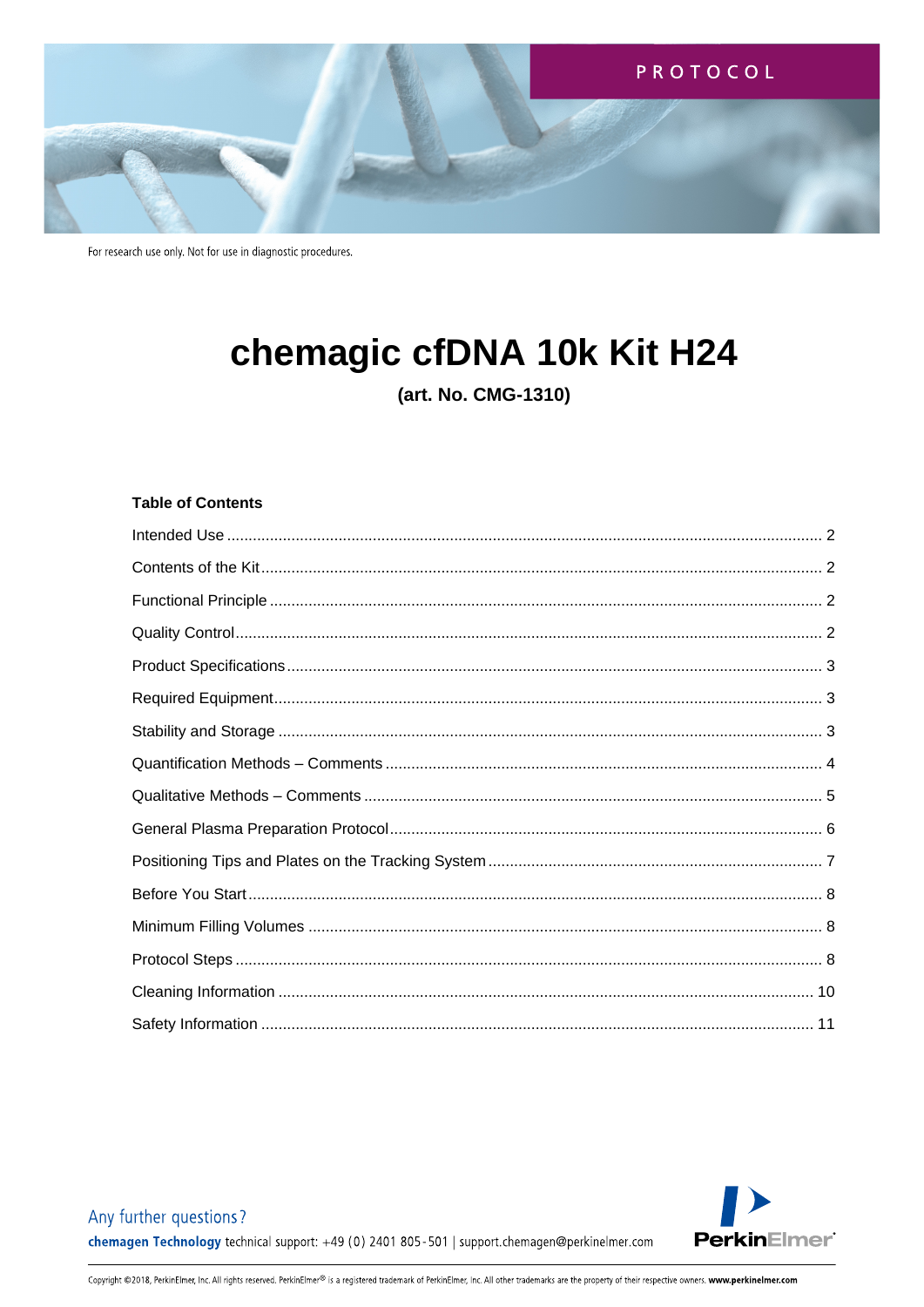PROTOCOL

For research use only. Not for use in diagnostic procedures.

# chemagic cfDNA 10k Kit H24

**(art. No. CMG-1310)**

**Table of Contents**

| | |
|---|---|
| Intended Use | 2 |
| Contents of the Kit | 2 |
| Functional Principle | 2 |
| Quality Control | 2 |
| Product Specifications | 3 |
| Required Equipment | 3 |
| Stability and Storage | 3 |
| Quantification Methods – Comments | 4 |
| Qualitative Methods – Comments | 5 |
| General Plasma Preparation Protocol | 6 |
| Positioning Tips and Plates on the Tracking System | 7 |
| Before You Start | 8 |
| Minimum Filling Volumes | 8 |
| Protocol Steps | 8 |
| Cleaning Information | 10 |
| Safety Information | 11 |

Any further questions?

**chemagen Technology** technical support: +49 (0) 2401 805-501 | support.chemagen@perkinelmer.com

PerkinElmer

Copyright ©2018, PerkinElmer, Inc. All rights reserved. PerkinElmer® is a registered trademark of PerkinElmer, Inc. All other trademarks are the property of their respective owners. **www.perkinelmer.com**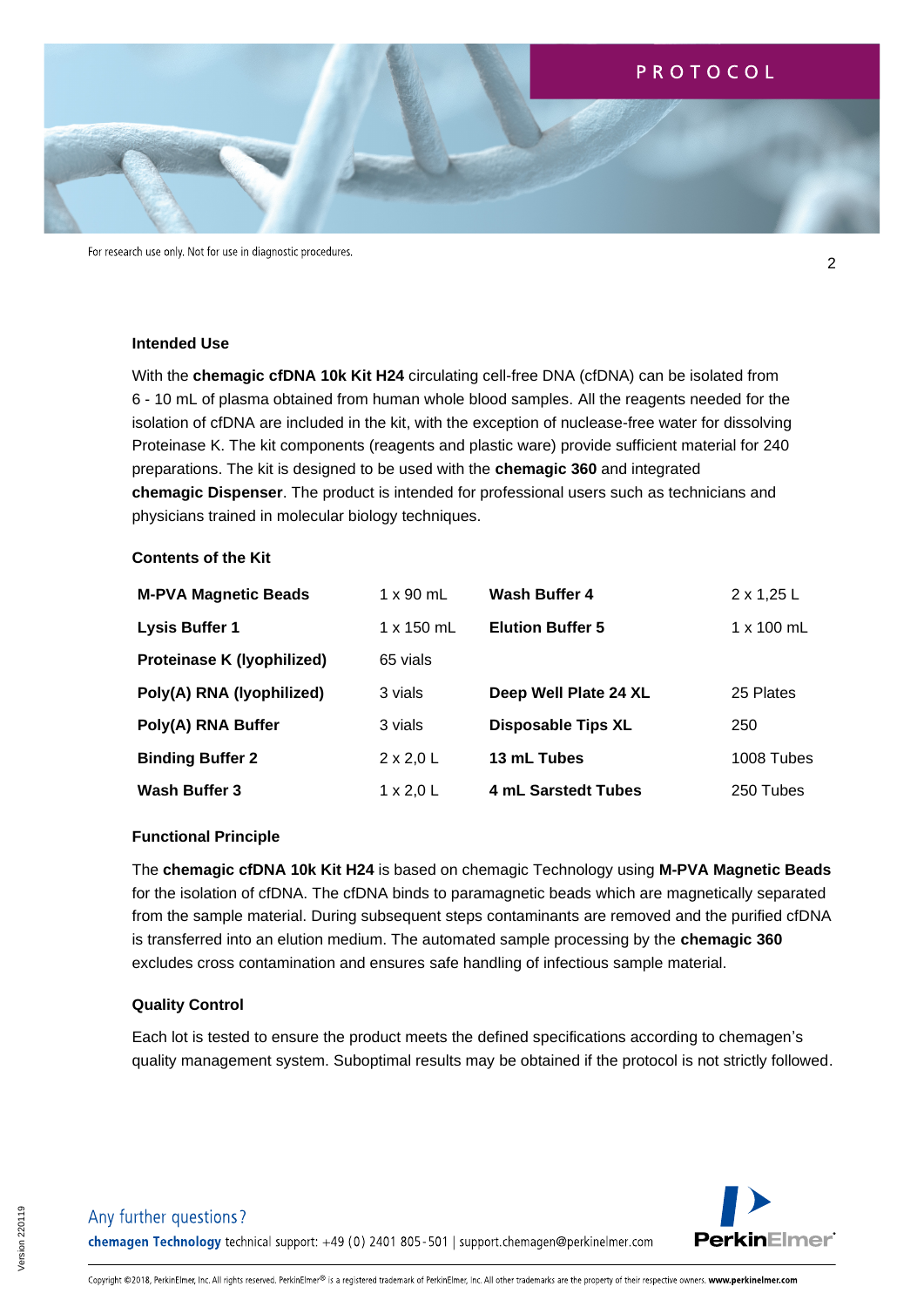### Intended Use

With the **chemagic cfDNA 10k Kit H24** circulating cell-free DNA (cfDNA) can be isolated from 6 - 10 mL of plasma obtained from human whole blood samples. All the reagents needed for the isolation of cfDNA are included in the kit, with the exception of nuclease-free water for dissolving Proteinase K. The kit components (reagents and plastic ware) provide sufficient material for 240 preparations. The kit is designed to be used with the **chemagic 360** and integrated **chemagic Dispenser**. The product is intended for professional users such as technicians and physicians trained in molecular biology techniques.

### Contents of the Kit

| | | | |
|---|---|---|---|
| **M-PVA Magnetic Beads** | 1 x 90 mL | **Wash Buffer 4** | 2 x 1,25 L |
| **Lysis Buffer 1** | 1 x 150 mL | **Elution Buffer 5** | 1 x 100 mL |
| **Proteinase K (lyophilized)** | 65 vials | | |
| **Poly(A) RNA (lyophilized)** | 3 vials | **Deep Well Plate 24 XL** | 25 Plates |
| **Poly(A) RNA Buffer** | 3 vials | **Disposable Tips XL** | 250 |
| **Binding Buffer 2** | 2 x 2,0 L | **13 mL Tubes** | 1008 Tubes |
| **Wash Buffer 3** | 1 x 2,0 L | **4 mL Sarstedt Tubes** | 250 Tubes |

### Functional Principle

The **chemagic cfDNA 10k Kit H24** is based on chemagic Technology using **M-PVA Magnetic Beads** for the isolation of cfDNA. The cfDNA binds to paramagnetic beads which are magnetically separated from the sample material. During subsequent steps contaminants are removed and the purified cfDNA is transferred into an elution medium. The automated sample processing by the **chemagic 360** excludes cross contamination and ensures safe handling of infectious sample material.

### Quality Control

Each lot is tested to ensure the product meets the defined specifications according to chemagen's quality management system. Suboptimal results may be obtained if the protocol is not strictly followed.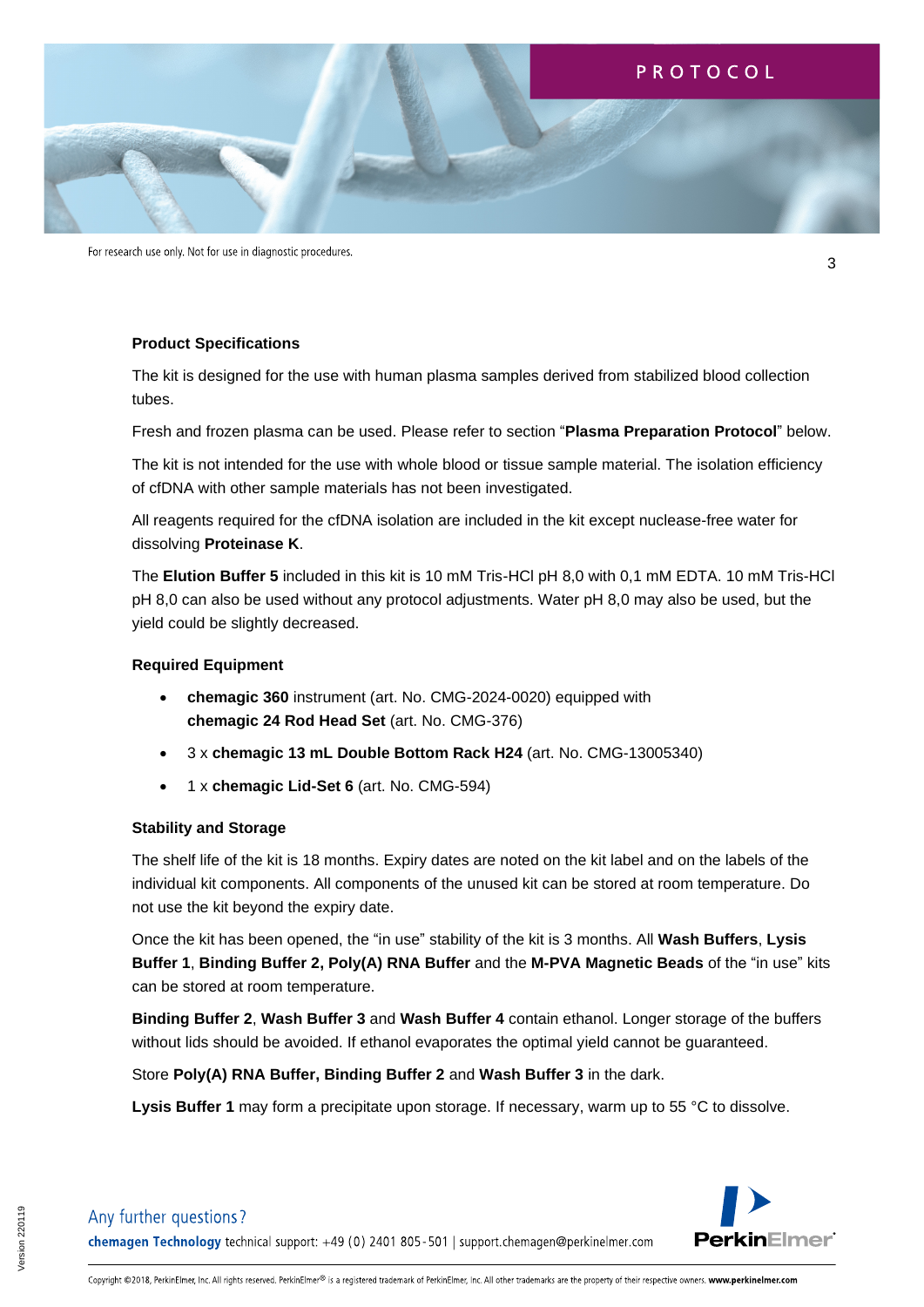### Product Specifications

The kit is designed for the use with human plasma samples derived from stabilized blood collection tubes.

Fresh and frozen plasma can be used. Please refer to section "**Plasma Preparation Protocol**" below.

The kit is not intended for the use with whole blood or tissue sample material. The isolation efficiency of cfDNA with other sample materials has not been investigated.

All reagents required for the cfDNA isolation are included in the kit except nuclease-free water for dissolving **Proteinase K**.

The **Elution Buffer 5** included in this kit is 10 mM Tris-HCl pH 8,0 with 0,1 mM EDTA. 10 mM Tris-HCl pH 8,0 can also be used without any protocol adjustments. Water pH 8,0 may also be used, but the yield could be slightly decreased.

### Required Equipment

- **chemagic 360** instrument (art. No. CMG-2024-0020) equipped with **chemagic 24 Rod Head Set** (art. No. CMG-376)
- 3 x **chemagic 13 mL Double Bottom Rack H24** (art. No. CMG-13005340)
- 1 x **chemagic Lid-Set 6** (art. No. CMG-594)

### Stability and Storage

The shelf life of the kit is 18 months. Expiry dates are noted on the kit label and on the labels of the individual kit components. All components of the unused kit can be stored at room temperature. Do not use the kit beyond the expiry date.

Once the kit has been opened, the "in use" stability of the kit is 3 months. All **Wash Buffers**, **Lysis Buffer 1**, **Binding Buffer 2, Poly(A) RNA Buffer** and the **M-PVA Magnetic Beads** of the "in use" kits can be stored at room temperature.

**Binding Buffer 2**, **Wash Buffer 3** and **Wash Buffer 4** contain ethanol. Longer storage of the buffers without lids should be avoided. If ethanol evaporates the optimal yield cannot be guaranteed.

Store **Poly(A) RNA Buffer, Binding Buffer 2** and **Wash Buffer 3** in the dark.

**Lysis Buffer 1** may form a precipitate upon storage. If necessary, warm up to 55 °C to dissolve.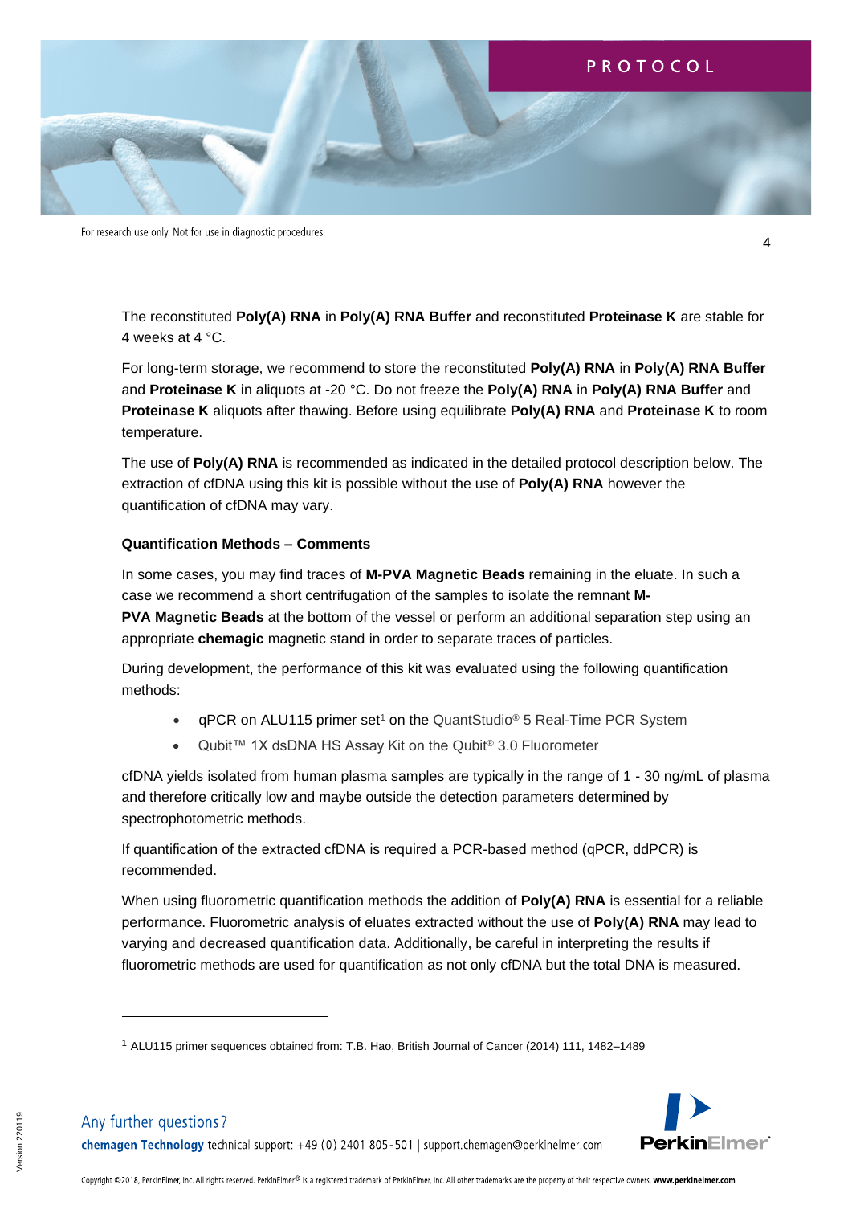The reconstituted **Poly(A) RNA** in **Poly(A) RNA Buffer** and reconstituted **Proteinase K** are stable for 4 weeks at 4 °C.

For long-term storage, we recommend to store the reconstituted **Poly(A) RNA** in **Poly(A) RNA Buffer** and **Proteinase K** in aliquots at -20 °C. Do not freeze the **Poly(A) RNA** in **Poly(A) RNA Buffer** and **Proteinase K** aliquots after thawing. Before using equilibrate **Poly(A) RNA** and **Proteinase K** to room temperature.

The use of **Poly(A) RNA** is recommended as indicated in the detailed protocol description below. The extraction of cfDNA using this kit is possible without the use of **Poly(A) RNA** however the quantification of cfDNA may vary.

**Quantification Methods – Comments**

In some cases, you may find traces of **M-PVA Magnetic Beads** remaining in the eluate. In such a case we recommend a short centrifugation of the samples to isolate the remnant **M-PVA Magnetic Beads** at the bottom of the vessel or perform an additional separation step using an appropriate **chemagic** magnetic stand in order to separate traces of particles.

During development, the performance of this kit was evaluated using the following quantification methods:

- qPCR on ALU115 primer set[1] on the QuantStudio® 5 Real-Time PCR System
- Qubit™ 1X dsDNA HS Assay Kit on the Qubit® 3.0 Fluorometer

cfDNA yields isolated from human plasma samples are typically in the range of 1 - 30 ng/mL of plasma and therefore critically low and maybe outside the detection parameters determined by spectrophotometric methods.

If quantification of the extracted cfDNA is required a PCR-based method (qPCR, ddPCR) is recommended.

When using fluorometric quantification methods the addition of **Poly(A) RNA** is essential for a reliable performance. Fluorometric analysis of eluates extracted without the use of **Poly(A) RNA** may lead to varying and decreased quantification data. Additionally, be careful in interpreting the results if fluorometric methods are used for quantification as not only cfDNA but the total DNA is measured.

[1] ALU115 primer sequences obtained from: T.B. Hao, British Journal of Cancer (2014) 111, 1482–1489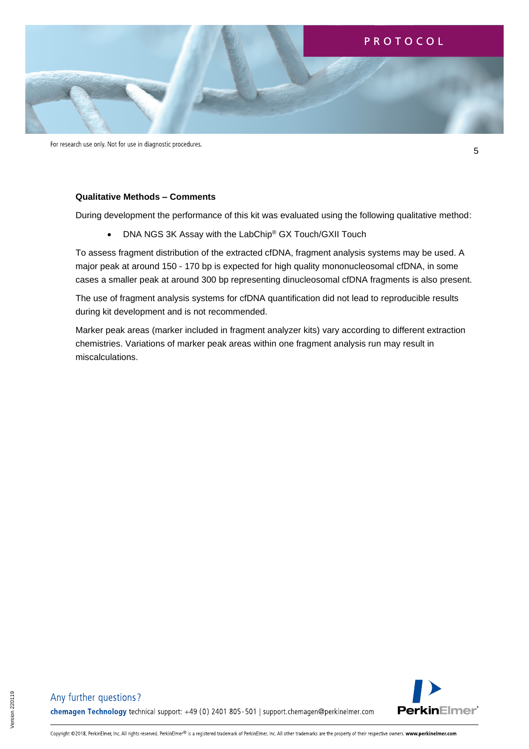### Qualitative Methods – Comments

During development the performance of this kit was evaluated using the following qualitative method:

- DNA NGS 3K Assay with the LabChip® GX Touch/GXII Touch

To assess fragment distribution of the extracted cfDNA, fragment analysis systems may be used. A major peak at around 150 - 170 bp is expected for high quality mononucleosomal cfDNA, in some cases a smaller peak at around 300 bp representing dinucleosomal cfDNA fragments is also present.

The use of fragment analysis systems for cfDNA quantification did not lead to reproducible results during kit development and is not recommended.

Marker peak areas (marker included in fragment analyzer kits) vary according to different extraction chemistries. Variations of marker peak areas within one fragment analysis run may result in miscalculations.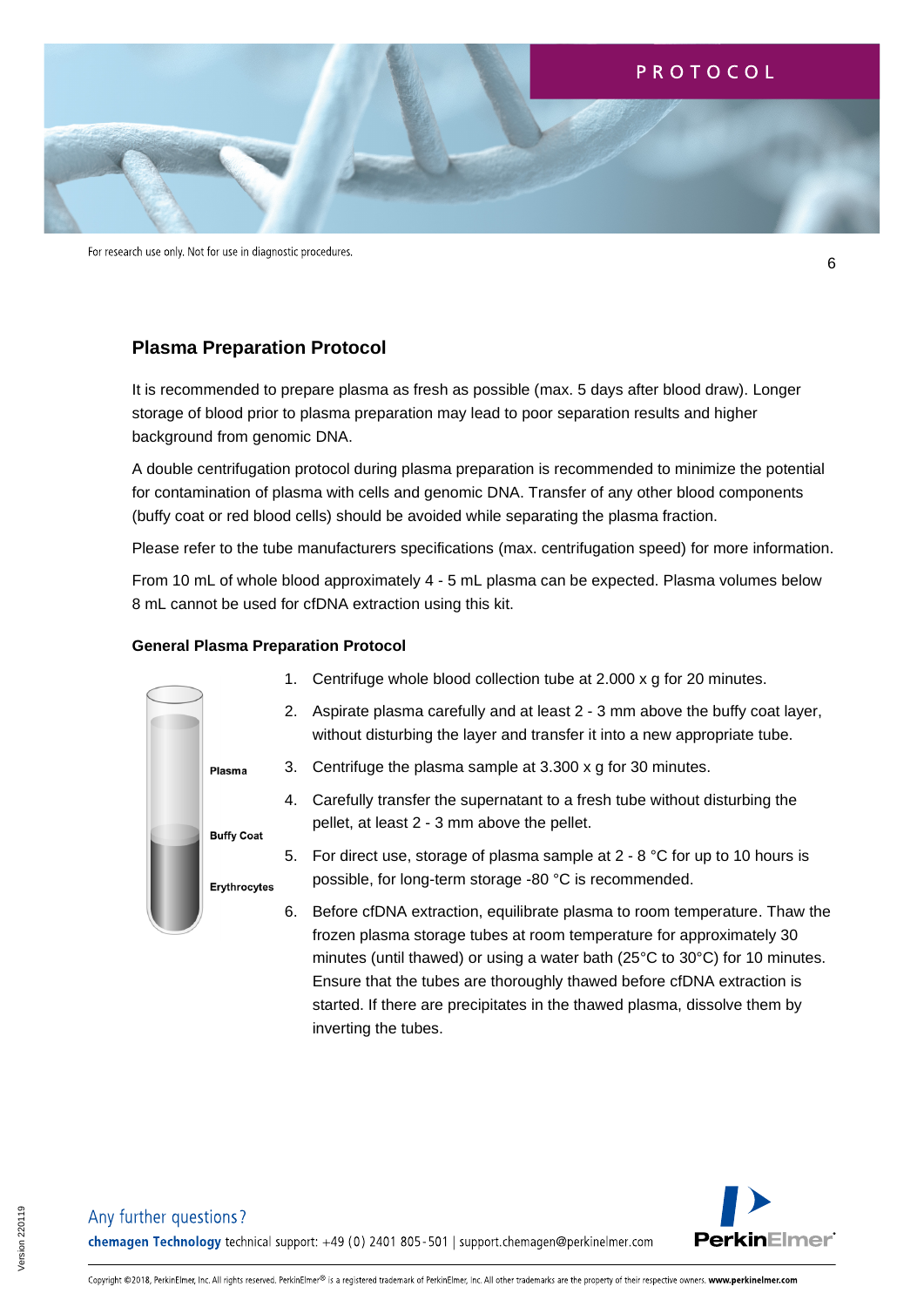## Plasma Preparation Protocol

It is recommended to prepare plasma as fresh as possible (max. 5 days after blood draw). Longer storage of blood prior to plasma preparation may lead to poor separation results and higher background from genomic DNA.

A double centrifugation protocol during plasma preparation is recommended to minimize the potential for contamination of plasma with cells and genomic DNA. Transfer of any other blood components (buffy coat or red blood cells) should be avoided while separating the plasma fraction.

Please refer to the tube manufacturers specifications (max. centrifugation speed) for more information.

From 10 mL of whole blood approximately 4 - 5 mL plasma can be expected. Plasma volumes below 8 mL cannot be used for cfDNA extraction using this kit.

### General Plasma Preparation Protocol

Plasma

Buffy Coat

Erythrocytes

1. Centrifuge whole blood collection tube at 2.000 x g for 20 minutes.
2. Aspirate plasma carefully and at least 2 - 3 mm above the buffy coat layer, without disturbing the layer and transfer it into a new appropriate tube.
3. Centrifuge the plasma sample at 3.300 x g for 30 minutes.
4. Carefully transfer the supernatant to a fresh tube without disturbing the pellet, at least 2 - 3 mm above the pellet.
5. For direct use, storage of plasma sample at 2 - 8 °C for up to 10 hours is possible, for long-term storage -80 °C is recommended.
6. Before cfDNA extraction, equilibrate plasma to room temperature. Thaw the frozen plasma storage tubes at room temperature for approximately 30 minutes (until thawed) or using a water bath (25°C to 30°C) for 10 minutes. Ensure that the tubes are thoroughly thawed before cfDNA extraction is started. If there are precipitates in the thawed plasma, dissolve them by inverting the tubes.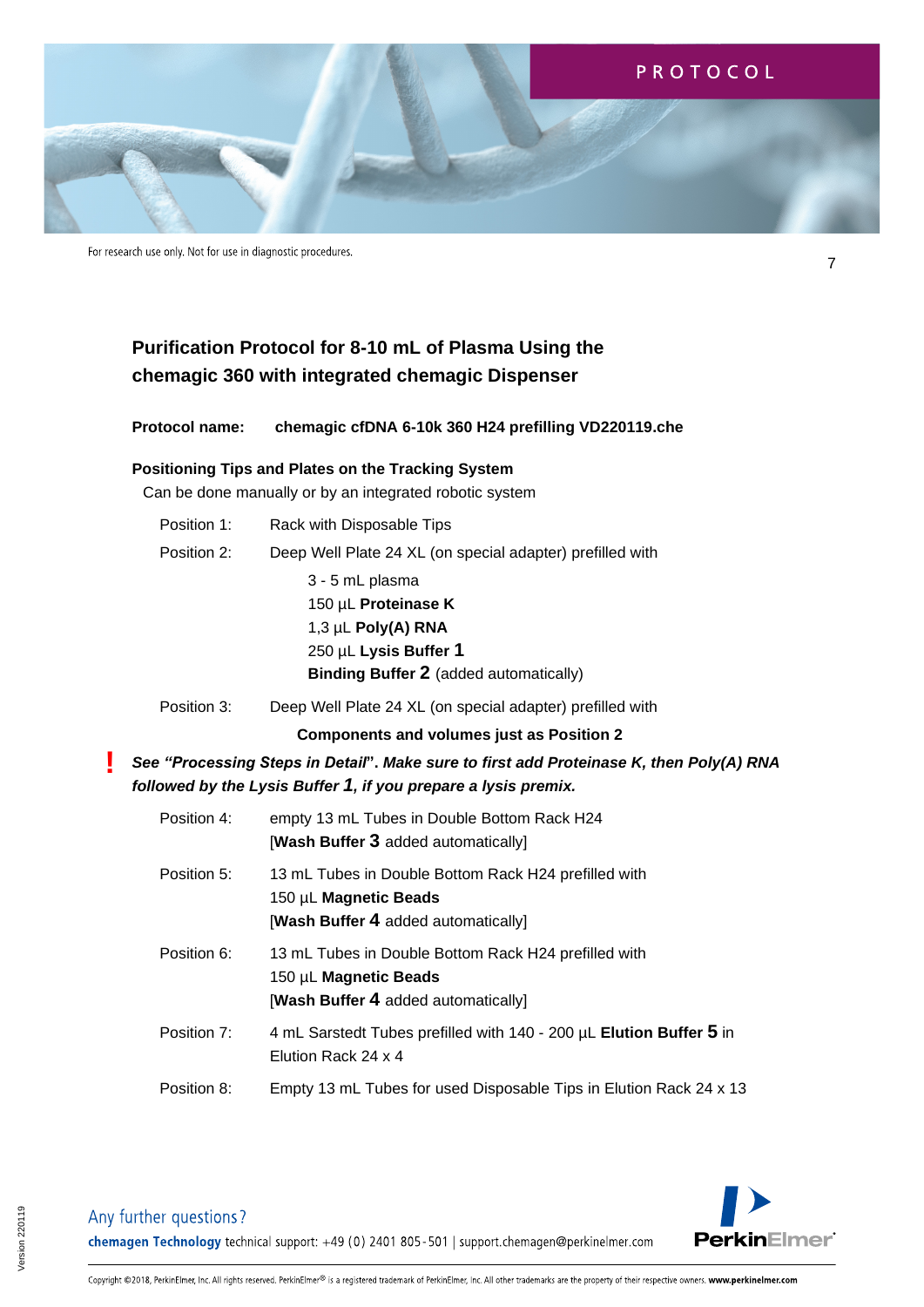For research use only. Not for use in diagnostic procedures.

## Purification Protocol for 8-10 mL of Plasma Using the chemagic 360 with integrated chemagic Dispenser

**Protocol name:** **chemagic cfDNA 6-10k 360 H24 prefilling VD220119.che**

### Positioning Tips and Plates on the Tracking System

Can be done manually or by an integrated robotic system

Position 1: Rack with Disposable Tips

Position 2: Deep Well Plate 24 XL (on special adapter) prefilled with

- 3 - 5 mL plasma
- 150 µL **Proteinase K**
- 1,3 µL **Poly(A) RNA**
- 250 µL **Lysis Buffer 1**
- **Binding Buffer 2** (added automatically)

Position 3: Deep Well Plate 24 XL (on special adapter) prefilled with

**Components and volumes just as Position 2**

**!** ***See "Processing Steps in Detail". Make sure to first add Proteinase K, then Poly(A) RNA followed by the Lysis Buffer 1, if you prepare a lysis premix.***

Position 4: empty 13 mL Tubes in Double Bottom Rack H24
[**Wash Buffer 3** added automatically]

Position 5: 13 mL Tubes in Double Bottom Rack H24 prefilled with
150 µL **Magnetic Beads**
[**Wash Buffer 4** added automatically]

Position 6: 13 mL Tubes in Double Bottom Rack H24 prefilled with
150 µL **Magnetic Beads**
[**Wash Buffer 4** added automatically]

Position 7: 4 mL Sarstedt Tubes prefilled with 140 - 200 µL **Elution Buffer 5** in Elution Rack 24 x 4

Position 8: Empty 13 mL Tubes for used Disposable Tips in Elution Rack 24 x 13

Any further questions?
**chemagen Technology** technical support: +49 (0) 2401 805-501 | support.chemagen@perkinelmer.com

Copyright ©2018, PerkinElmer, Inc. All rights reserved. PerkinElmer® is a registered trademark of PerkinElmer, Inc. All other trademarks are the property of their respective owners. **www.perkinelmer.com**

Version 220119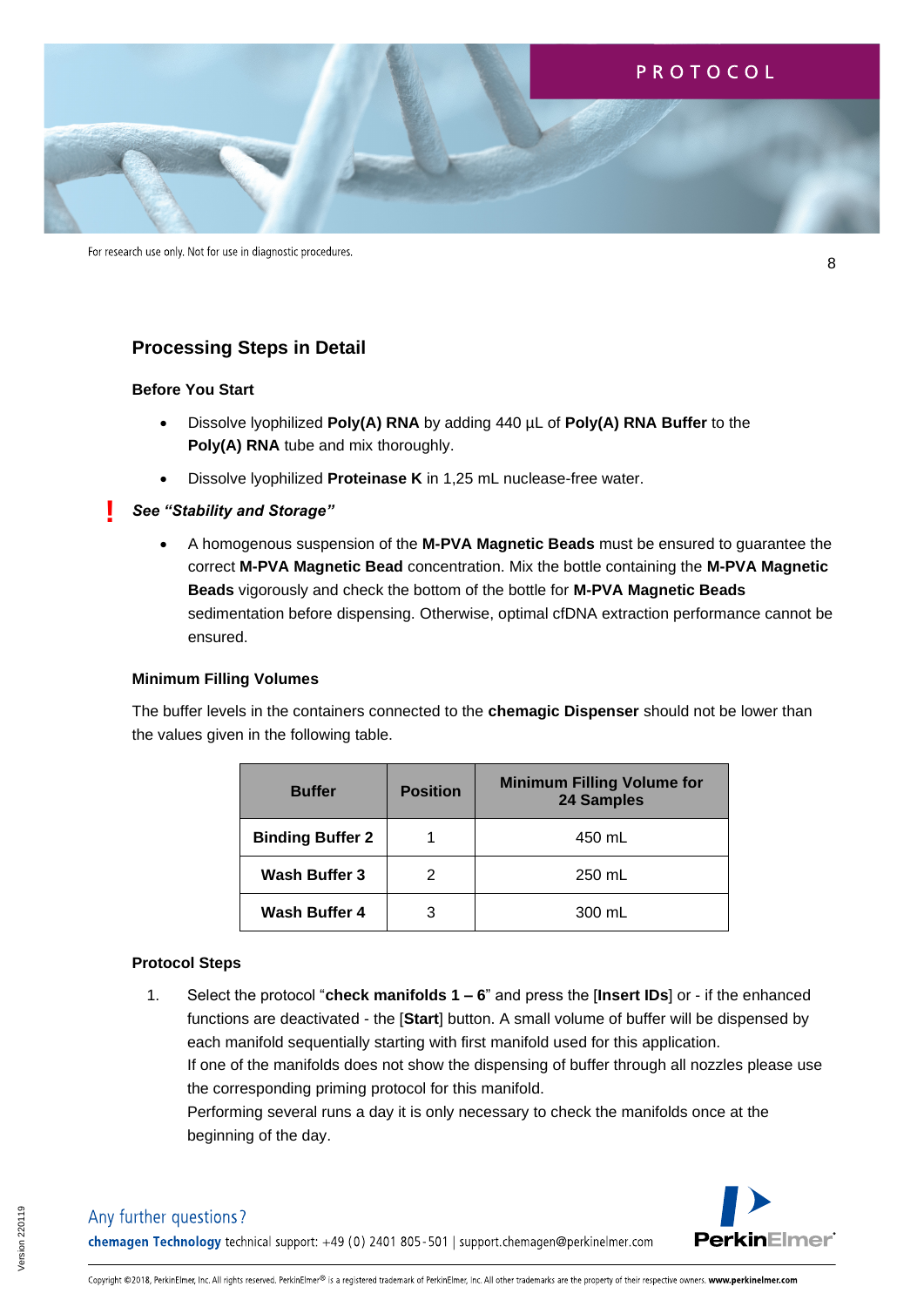## Processing Steps in Detail

### Before You Start

- Dissolve lyophilized **Poly(A) RNA** by adding 440 µL of **Poly(A) RNA Buffer** to the **Poly(A) RNA** tube and mix thoroughly.
- Dissolve lyophilized **Proteinase K** in 1,25 mL nuclease-free water.

**!** ***See "Stability and Storage"***

- A homogenous suspension of the **M-PVA Magnetic Beads** must be ensured to guarantee the correct **M-PVA Magnetic Bead** concentration. Mix the bottle containing the **M-PVA Magnetic Beads** vigorously and check the bottom of the bottle for **M-PVA Magnetic Beads** sedimentation before dispensing. Otherwise, optimal cfDNA extraction performance cannot be ensured.

### Minimum Filling Volumes

The buffer levels in the containers connected to the **chemagic Dispenser** should not be lower than the values given in the following table.

| Buffer | Position | Minimum Filling Volume for 24 Samples |
|---|---|---|
| **Binding Buffer 2** | 1 | 450 mL |
| **Wash Buffer 3** | 2 | 250 mL |
| **Wash Buffer 4** | 3 | 300 mL |

### Protocol Steps

1. Select the protocol "**check manifolds 1 – 6**" and press the [**Insert IDs**] or - if the enhanced functions are deactivated - the [**Start**] button. A small volume of buffer will be dispensed by each manifold sequentially starting with first manifold used for this application.
   If one of the manifolds does not show the dispensing of buffer through all nozzles please use the corresponding priming protocol for this manifold.
   Performing several runs a day it is only necessary to check the manifolds once at the beginning of the day.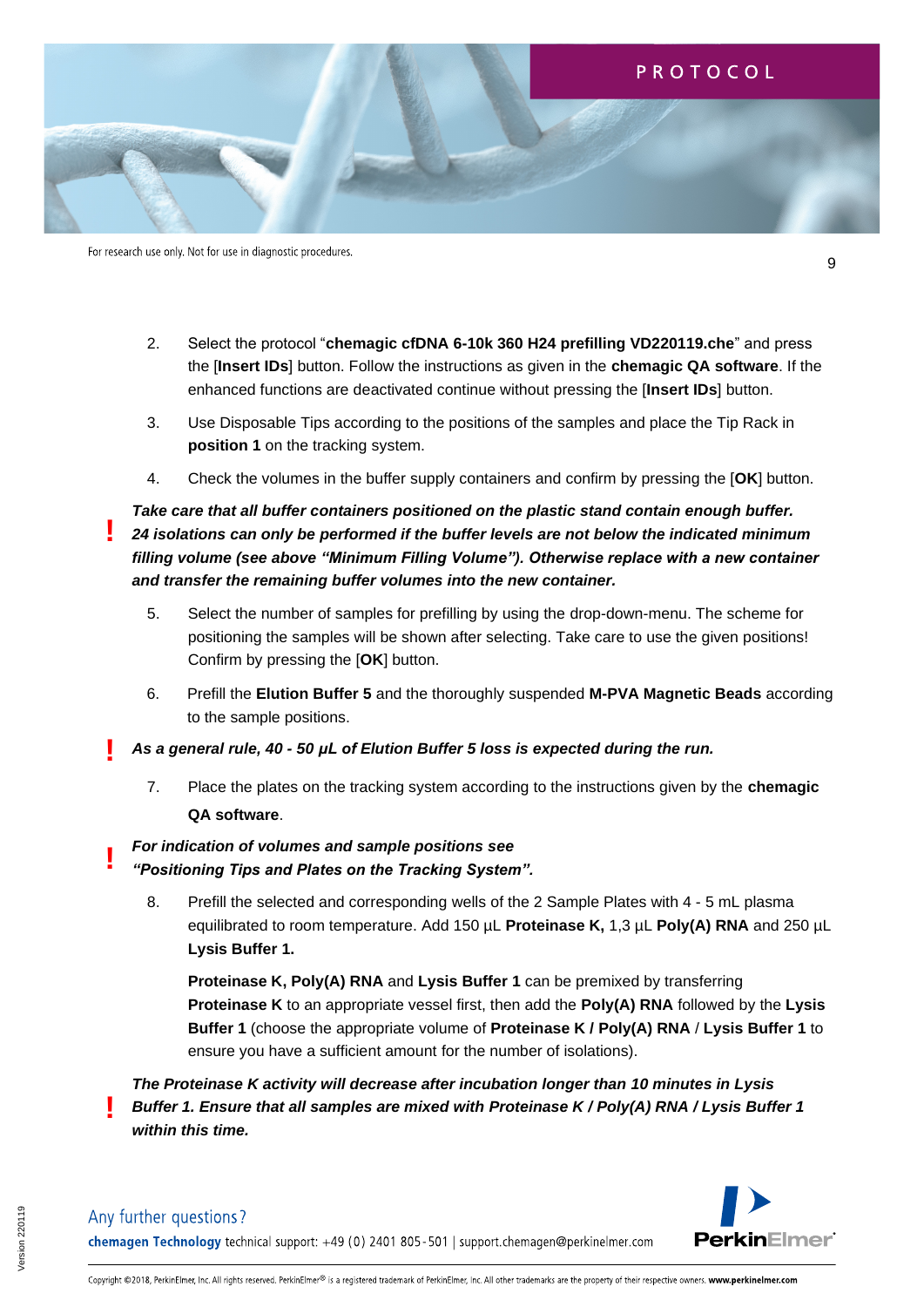2. Select the protocol “**chemagic cfDNA 6-10k 360 H24 prefilling VD220119.che**” and press the [**Insert IDs**] button. Follow the instructions as given in the **chemagic QA software**. If the enhanced functions are deactivated continue without pressing the [**Insert IDs**] button.

3. Use Disposable Tips according to the positions of the samples and place the Tip Rack in **position 1** on the tracking system.

4. Check the volumes in the buffer supply containers and confirm by pressing the [**OK**] button.

**!** ***Take care that all buffer containers positioned on the plastic stand contain enough buffer. 24 isolations can only be performed if the buffer levels are not below the indicated minimum filling volume (see above “Minimum Filling Volume”). Otherwise replace with a new container and transfer the remaining buffer volumes into the new container.***

5. Select the number of samples for prefilling by using the drop-down-menu. The scheme for positioning the samples will be shown after selecting. Take care to use the given positions! Confirm by pressing the [**OK**] button.

6. Prefill the **Elution Buffer 5** and the thoroughly suspended **M-PVA Magnetic Beads** according to the sample positions.

**!** ***As a general rule, 40 - 50 µL of Elution Buffer 5 loss is expected during the run.***

7. Place the plates on the tracking system according to the instructions given by the **chemagic QA software**.

**!** ***For indication of volumes and sample positions see “Positioning Tips and Plates on the Tracking System”.***

8. Prefill the selected and corresponding wells of the 2 Sample Plates with 4 - 5 mL plasma equilibrated to room temperature. Add 150 µL **Proteinase K,** 1,3 µL **Poly(A) RNA** and 250 µL **Lysis Buffer 1.**

   **Proteinase K, Poly(A) RNA** and **Lysis Buffer 1** can be premixed by transferring **Proteinase K** to an appropriate vessel first, then add the **Poly(A) RNA** followed by the **Lysis Buffer 1** (choose the appropriate volume of **Proteinase K / Poly(A) RNA** / **Lysis Buffer 1** to ensure you have a sufficient amount for the number of isolations).

**!** ***The Proteinase K activity will decrease after incubation longer than 10 minutes in Lysis Buffer 1. Ensure that all samples are mixed with Proteinase K / Poly(A) RNA / Lysis Buffer 1 within this time.***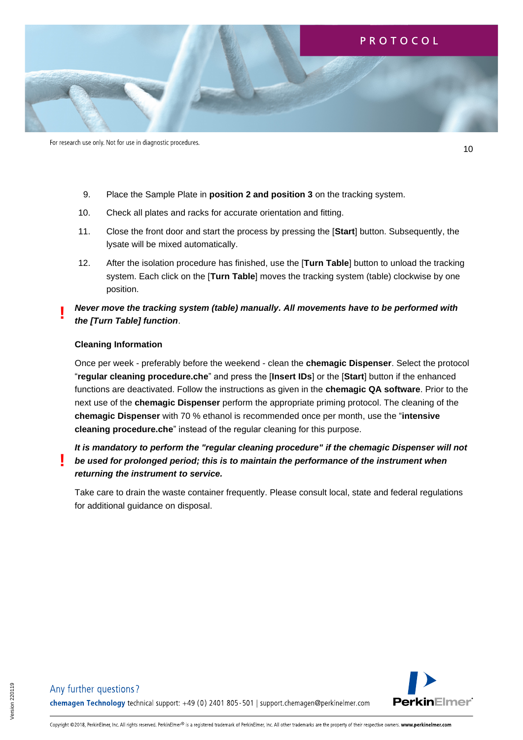9. Place the Sample Plate in **position 2 and position 3** on the tracking system.
10. Check all plates and racks for accurate orientation and fitting.
11. Close the front door and start the process by pressing the [**Start**] button. Subsequently, the lysate will be mixed automatically.
12. After the isolation procedure has finished, use the [**Turn Table**] button to unload the tracking system. Each click on the [**Turn Table**] moves the tracking system (table) clockwise by one position.

**!** ***Never move the tracking system (table) manually. All movements have to be performed with the [Turn Table] function***.

**Cleaning Information**

Once per week - preferably before the weekend - clean the **chemagic Dispenser**. Select the protocol "**regular cleaning procedure.che**" and press the [**Insert IDs**] or the [**Start**] button if the enhanced functions are deactivated. Follow the instructions as given in the **chemagic QA software**. Prior to the next use of the **chemagic Dispenser** perform the appropriate priming protocol. The cleaning of the **chemagic Dispenser** with 70 % ethanol is recommended once per month, use the "**intensive cleaning procedure.che**" instead of the regular cleaning for this purpose.

**!** ***It is mandatory to perform the "regular cleaning procedure" if the chemagic Dispenser will not be used for prolonged period; this is to maintain the performance of the instrument when returning the instrument to service.***

Take care to drain the waste container frequently. Please consult local, state and federal regulations for additional guidance on disposal.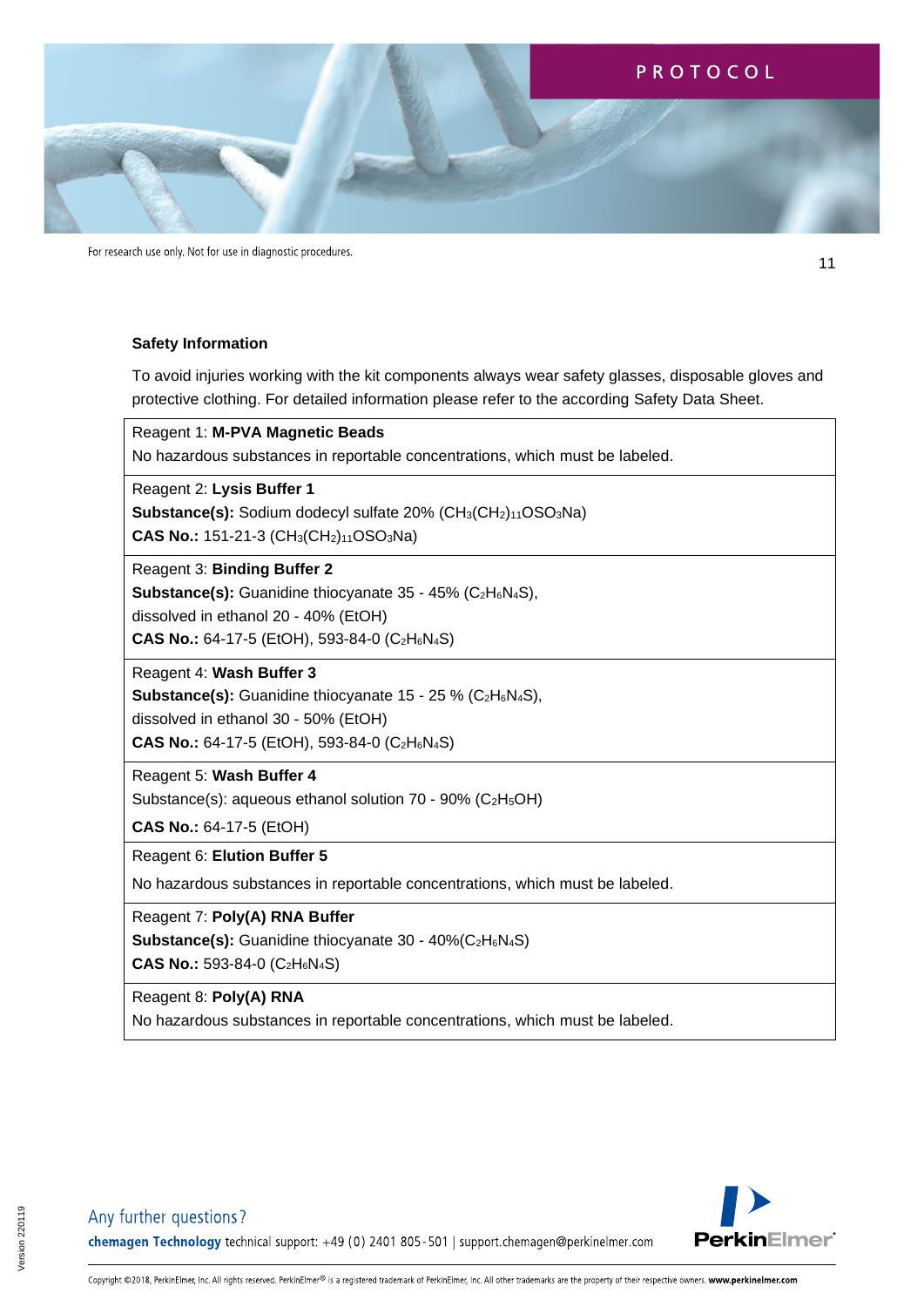**Safety Information**

To avoid injuries working with the kit components always wear safety glasses, disposable gloves and protective clothing. For detailed information please refer to the according Safety Data Sheet.

| |
|---|
| Reagent 1: **M-PVA Magnetic Beads**<br>No hazardous substances in reportable concentrations, which must be labeled. |
| Reagent 2: **Lysis Buffer 1**<br>**Substance(s):** Sodium dodecyl sulfate 20% ($CH_3(CH_2)_{11}OSO_3Na$)<br>**CAS No.:** 151-21-3 ($CH_3(CH_2)_{11}OSO_3Na$) |
| Reagent 3: **Binding Buffer 2**<br>**Substance(s):** Guanidine thiocyanate 35 - 45% ($C_2H_6N_4S$),<br>dissolved in ethanol 20 - 40% (EtOH)<br>**CAS No.:** 64-17-5 (EtOH), 593-84-0 ($C_2H_6N_4S$) |
| Reagent 4: **Wash Buffer 3**<br>**Substance(s):** Guanidine thiocyanate 15 - 25 % ($C_2H_6N_4S$),<br>dissolved in ethanol 30 - 50% (EtOH)<br>**CAS No.:** 64-17-5 (EtOH), 593-84-0 ($C_2H_6N_4S$) |
| Reagent 5: **Wash Buffer 4**<br>Substance(s): aqueous ethanol solution 70 - 90% ($C_2H_5OH$)<br>**CAS No.:** 64-17-5 (EtOH) |
| Reagent 6: **Elution Buffer 5**<br>No hazardous substances in reportable concentrations, which must be labeled. |
| Reagent 7: **Poly(A) RNA Buffer**<br>**Substance(s):** Guanidine thiocyanate 30 - 40%($C_2H_6N_4S$)<br>**CAS No.:** 593-84-0 ($C_2H_6N_4S$) |
| Reagent 8: **Poly(A) RNA**<br>No hazardous substances in reportable concentrations, which must be labeled. |

Any further questions?

**chemagen Technology** technical support: +49 (0) 2401 805-501 | support.chemagen@perkinelmer.com